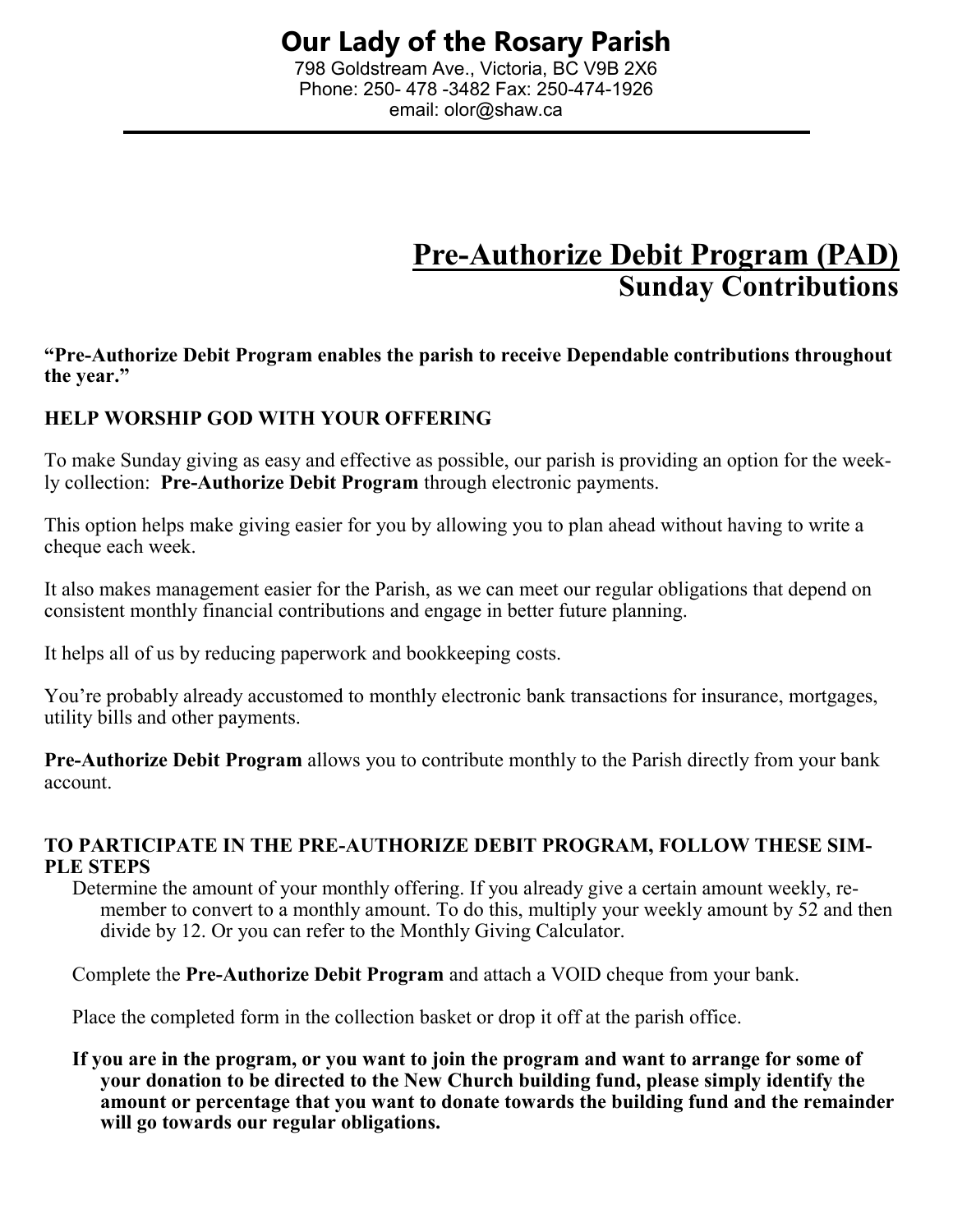# Our Lady of the Rosary Parish

798 Goldstream Ave., Victoria, BC V9B 2X6
Phone: 250- 478 -3482 Fax: 250-474-1926
email: olor@shaw.ca

---

## Pre-Authorize Debit Program (PAD)

## Sunday Contributions

**"Pre-Authorize Debit Program enables the parish to receive Dependable contributions throughout the year."**

**HELP WORSHIP GOD WITH YOUR OFFERING**

To make Sunday giving as easy and effective as possible, our parish is providing an option for the weekly collection: **Pre-Authorize Debit Program** through electronic payments.

This option helps make giving easier for you by allowing you to plan ahead without having to write a cheque each week.

It also makes management easier for the Parish, as we can meet our regular obligations that depend on consistent monthly financial contributions and engage in better future planning.

It helps all of us by reducing paperwork and bookkeeping costs.

You're probably already accustomed to monthly electronic bank transactions for insurance, mortgages, utility bills and other payments.

**Pre-Authorize Debit Program** allows you to contribute monthly to the Parish directly from your bank account.

**TO PARTICIPATE IN THE PRE-AUTHORIZE DEBIT PROGRAM, FOLLOW THESE SIMPLE STEPS**

Determine the amount of your monthly offering. If you already give a certain amount weekly, remember to convert to a monthly amount. To do this, multiply your weekly amount by 52 and then divide by 12. Or you can refer to the Monthly Giving Calculator.

Complete the **Pre-Authorize Debit Program** and attach a VOID cheque from your bank.

Place the completed form in the collection basket or drop it off at the parish office.

**If you are in the program, or you want to join the program and want to arrange for some of your donation to be directed to the New Church building fund, please simply identify the amount or percentage that you want to donate towards the building fund and the remainder will go towards our regular obligations.**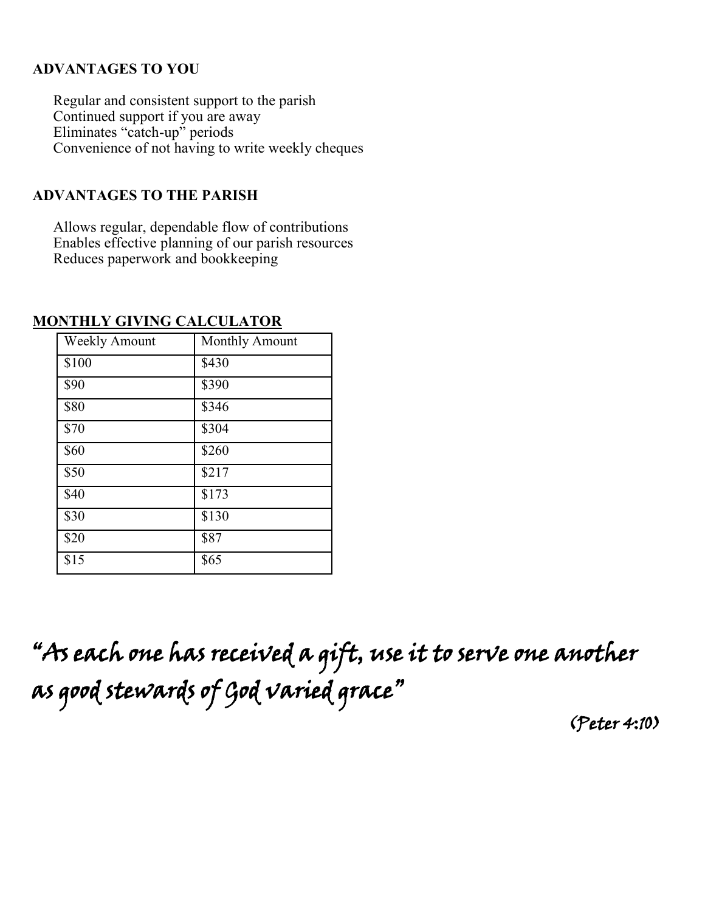**ADVANTAGES TO YOU**

Regular and consistent support to the parish
Continued support if you are away
Eliminates "catch-up" periods
Convenience of not having to write weekly cheques

**ADVANTAGES TO THE PARISH**

Allows regular, dependable flow of contributions
Enables effective planning of our parish resources
Reduces paperwork and bookkeeping

**MONTHLY GIVING CALCULATOR**

| Weekly Amount | Monthly Amount |
|---|---|
| $100 | $430 |
| $90 | $390 |
| $80 | $346 |
| $70 | $304 |
| $60 | $260 |
| $50 | $217 |
| $40 | $173 |
| $30 | $130 |
| $20 | $87 |
| $15 | $65 |

*"As each one has received a gift, use it to serve one another as good stewards of God varied grace"*

*(Peter 4:10)*